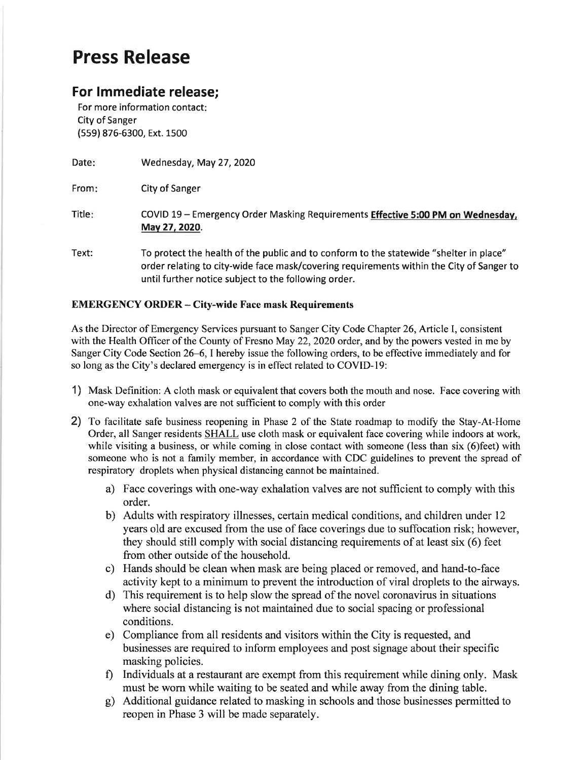# Press Release

## For Immediate release;

For more information contact:
City of Sanger
(559) 876-6300, Ext. 1500

Date: Wednesday, May 27, 2020

From: City of Sanger

Title: COVID 19 – Emergency Order Masking Requirements **Effective 5:00 PM on Wednesday, May 27, 2020**.

Text: To protect the health of the public and to conform to the statewide "shelter in place" order relating to city-wide face mask/covering requirements within the City of Sanger to until further notice subject to the following order.

**EMERGENCY ORDER – City-wide Face mask Requirements**

As the Director of Emergency Services pursuant to Sanger City Code Chapter 26, Article I, consistent with the Health Officer of the County of Fresno May 22, 2020 order, and by the powers vested in me by Sanger City Code Section 26–6, I hereby issue the following orders, to be effective immediately and for so long as the City's declared emergency is in effect related to COVID-19:

1) Mask Definition: A cloth mask or equivalent that covers both the mouth and nose. Face covering with one-way exhalation valves are not sufficient to comply with this order
2) To facilitate safe business reopening in Phase 2 of the State roadmap to modify the Stay-At-Home Order, all Sanger residents SHALL use cloth mask or equivalent face covering while indoors at work, while visiting a business, or while coming in close contact with someone (less than six (6)feet) with someone who is not a family member, in accordance with CDC guidelines to prevent the spread of respiratory droplets when physical distancing cannot be maintained.
   a) Face coverings with one-way exhalation valves are not sufficient to comply with this order.
   b) Adults with respiratory illnesses, certain medical conditions, and children under 12 years old are excused from the use of face coverings due to suffocation risk; however, they should still comply with social distancing requirements of at least six (6) feet from other outside of the household.
   c) Hands should be clean when mask are being placed or removed, and hand-to-face activity kept to a minimum to prevent the introduction of viral droplets to the airways.
   d) This requirement is to help slow the spread of the novel coronavirus in situations where social distancing is not maintained due to social spacing or professional conditions.
   e) Compliance from all residents and visitors within the City is requested, and businesses are required to inform employees and post signage about their specific masking policies.
   f) Individuals at a restaurant are exempt from this requirement while dining only. Mask must be worn while waiting to be seated and while away from the dining table.
   g) Additional guidance related to masking in schools and those businesses permitted to reopen in Phase 3 will be made separately.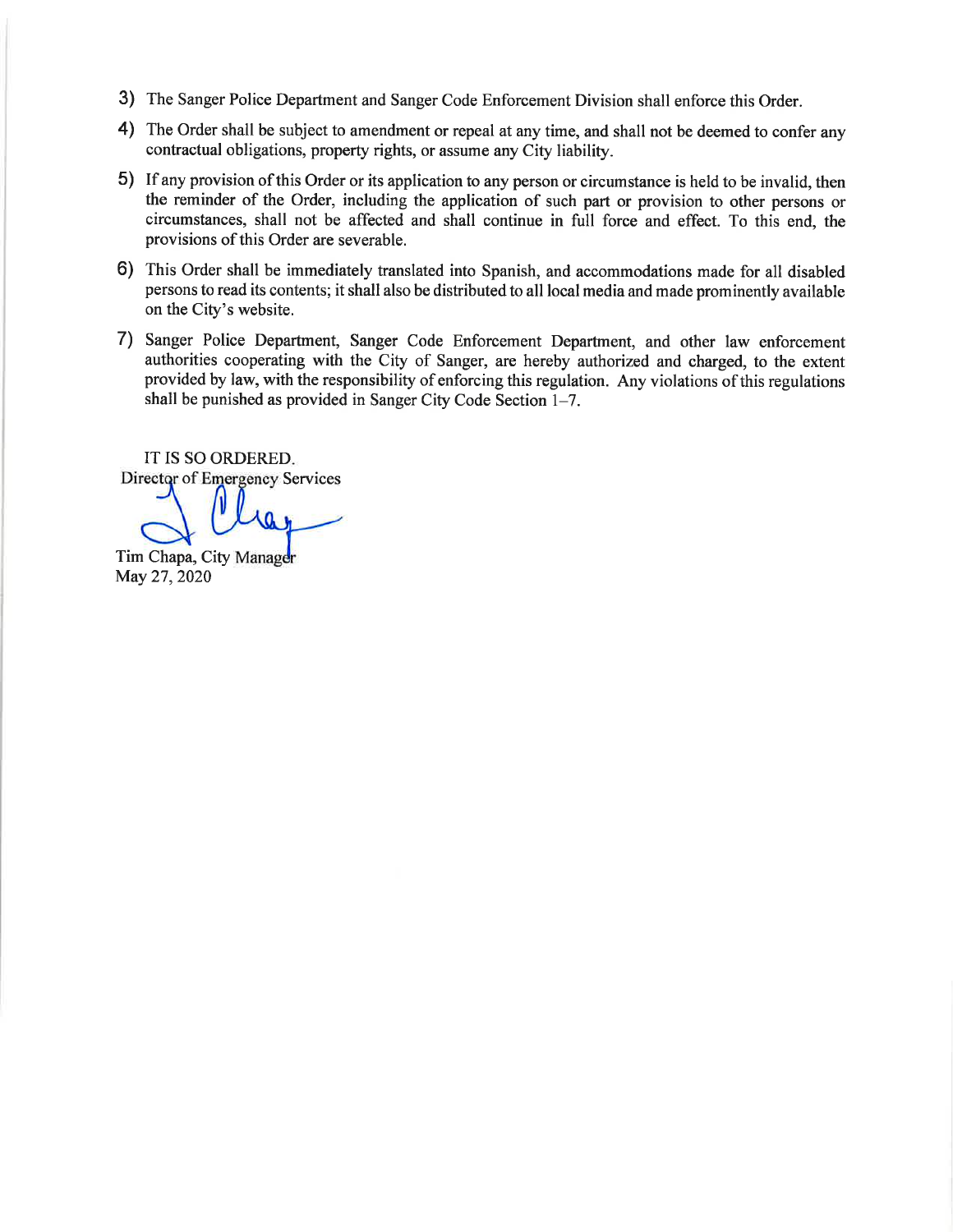3) The Sanger Police Department and Sanger Code Enforcement Division shall enforce this Order.

4) The Order shall be subject to amendment or repeal at any time, and shall not be deemed to confer any contractual obligations, property rights, or assume any City liability.

5) If any provision of this Order or its application to any person or circumstance is held to be invalid, then the reminder of the Order, including the application of such part or provision to other persons or circumstances, shall not be affected and shall continue in full force and effect. To this end, the provisions of this Order are severable.

6) This Order shall be immediately translated into Spanish, and accommodations made for all disabled persons to read its contents; it shall also be distributed to all local media and made prominently available on the City's website.

7) Sanger Police Department, Sanger Code Enforcement Department, and other law enforcement authorities cooperating with the City of Sanger, are hereby authorized and charged, to the extent provided by law, with the responsibility of enforcing this regulation. Any violations of this regulations shall be punished as provided in Sanger City Code Section 1–7.

IT IS SO ORDERED.
Director of Emergency Services

Tim Chapa, City Manager
May 27, 2020